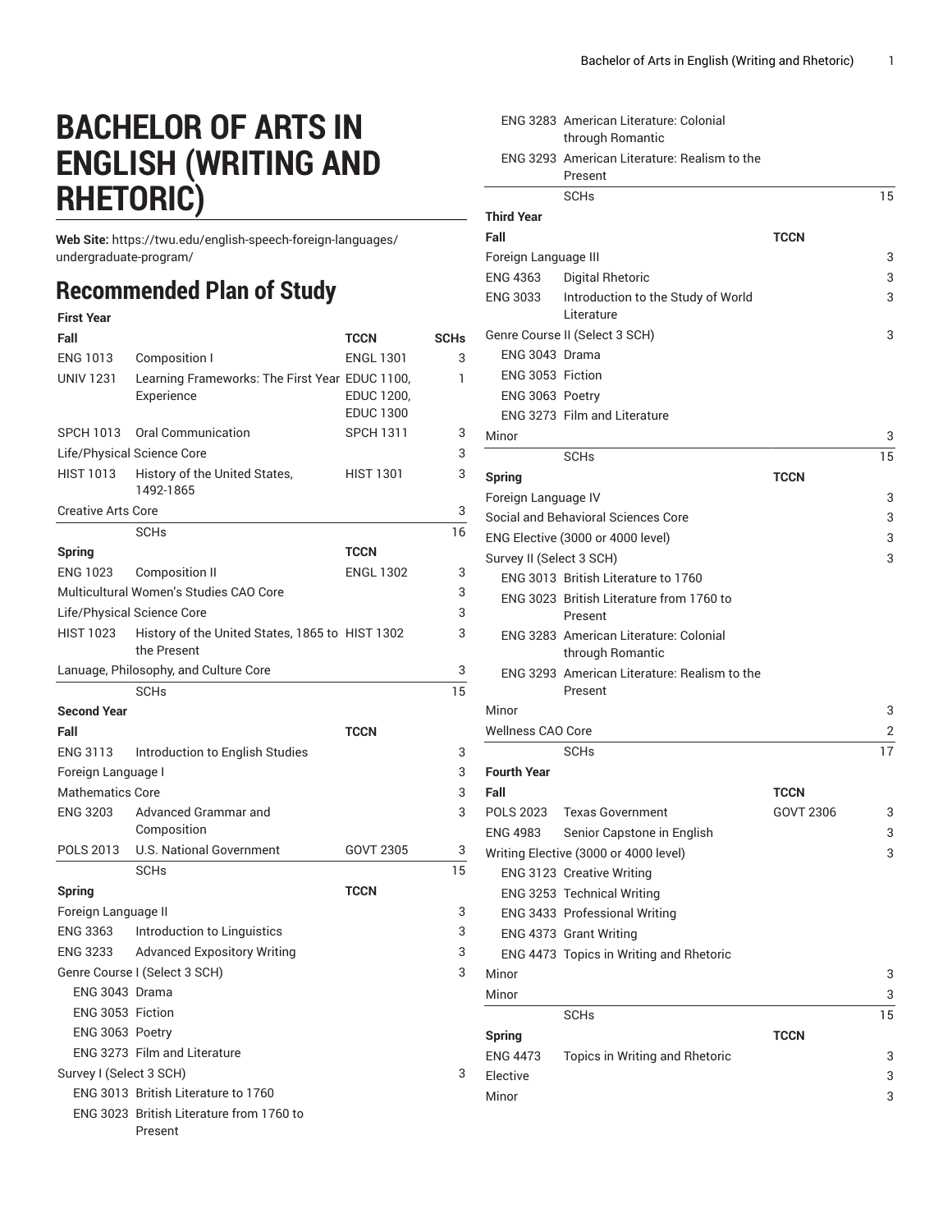# BACHELOR OF ARTS IN ENGLISH (WRITING AND RHETORIC)

**Web Site:** https://twu.edu/english-speech-foreign-languages/undergraduate-program/

## Recommended Plan of Study

| First Year | | | |
|---|---|---|---|
| **Fall** | | **TCCN** | **SCHs** |
| ENG 1013 | Composition I | ENGL 1301 | 3 |
| UNIV 1231 | Learning Frameworks: The First Year Experience | EDUC 1100, EDUC 1200, EDUC 1300 | 1 |
| SPCH 1013 | Oral Communication | SPCH 1311 | 3 |
| Life/Physical Science Core | | | 3 |
| HIST 1013 | History of the United States, 1492-1865 | HIST 1301 | 3 |
| Creative Arts Core | | | 3 |
| | SCHs | | 16 |
| **Spring** | | **TCCN** | |
| ENG 1023 | Composition II | ENGL 1302 | 3 |
| Multicultural Women's Studies CAO Core | | | 3 |
| Life/Physical Science Core | | | 3 |
| HIST 1023 | History of the United States, 1865 to the Present | HIST 1302 | 3 |
| Lanuage, Philosophy, and Culture Core | | | 3 |
| | SCHs | | 15 |
| **Second Year** | | | |
| **Fall** | | **TCCN** | |
| ENG 3113 | Introduction to English Studies | | 3 |
| Foreign Language I | | | 3 |
| Mathematics Core | | | 3 |
| ENG 3203 | Advanced Grammar and Composition | | 3 |
| POLS 2013 | U.S. National Government | GOVT 2305 | 3 |
| | SCHs | | 15 |
| **Spring** | | **TCCN** | |
| Foreign Language II | | | 3 |
| ENG 3363 | Introduction to Linguistics | | 3 |
| ENG 3233 | Advanced Expository Writing | | 3 |
| Genre Course I (Select 3 SCH) | | | 3 |
| ENG 3043 Drama | | | |
| ENG 3053 Fiction | | | |
| ENG 3063 Poetry | | | |
| ENG 3273 Film and Literature | | | |
| Survey I (Select 3 SCH) | | | 3 |
| ENG 3013 British Literature to 1760 | | | |
| ENG 3023 British Literature from 1760 to Present | | | |
| ENG 3283 American Literature: Colonial through Romantic | | | |
| ENG 3293 American Literature: Realism to the Present | | | |
| | SCHs | | 15 |
| **Third Year** | | | |
| **Fall** | | **TCCN** | |
| Foreign Language III | | | 3 |
| ENG 4363 | Digital Rhetoric | | 3 |
| ENG 3033 | Introduction to the Study of World Literature | | 3 |
| Genre Course II (Select 3 SCH) | | | 3 |
| ENG 3043 Drama | | | |
| ENG 3053 Fiction | | | |
| ENG 3063 Poetry | | | |
| ENG 3273 Film and Literature | | | |
| Minor | | | 3 |
| | SCHs | | 15 |
| **Spring** | | **TCCN** | |
| Foreign Language IV | | | 3 |
| Social and Behavioral Sciences Core | | | 3 |
| ENG Elective (3000 or 4000 level) | | | 3 |
| Survey II (Select 3 SCH) | | | 3 |
| ENG 3013 British Literature to 1760 | | | |
| ENG 3023 British Literature from 1760 to Present | | | |
| ENG 3283 American Literature: Colonial through Romantic | | | |
| ENG 3293 American Literature: Realism to the Present | | | |
| Minor | | | 3 |
| Wellness CAO Core | | | 2 |
| | SCHs | | 17 |
| **Fourth Year** | | | |
| **Fall** | | **TCCN** | |
| POLS 2023 | Texas Government | GOVT 2306 | 3 |
| ENG 4983 | Senior Capstone in English | | 3 |
| Writing Elective (3000 or 4000 level) | | | 3 |
| ENG 3123 Creative Writing | | | |
| ENG 3253 Technical Writing | | | |
| ENG 3433 Professional Writing | | | |
| ENG 4373 Grant Writing | | | |
| ENG 4473 Topics in Writing and Rhetoric | | | |
| Minor | | | 3 |
| Minor | | | 3 |
| | SCHs | | 15 |
| **Spring** | | **TCCN** | |
| ENG 4473 | Topics in Writing and Rhetoric | | 3 |
| Elective | | | 3 |
| Minor | | | 3 |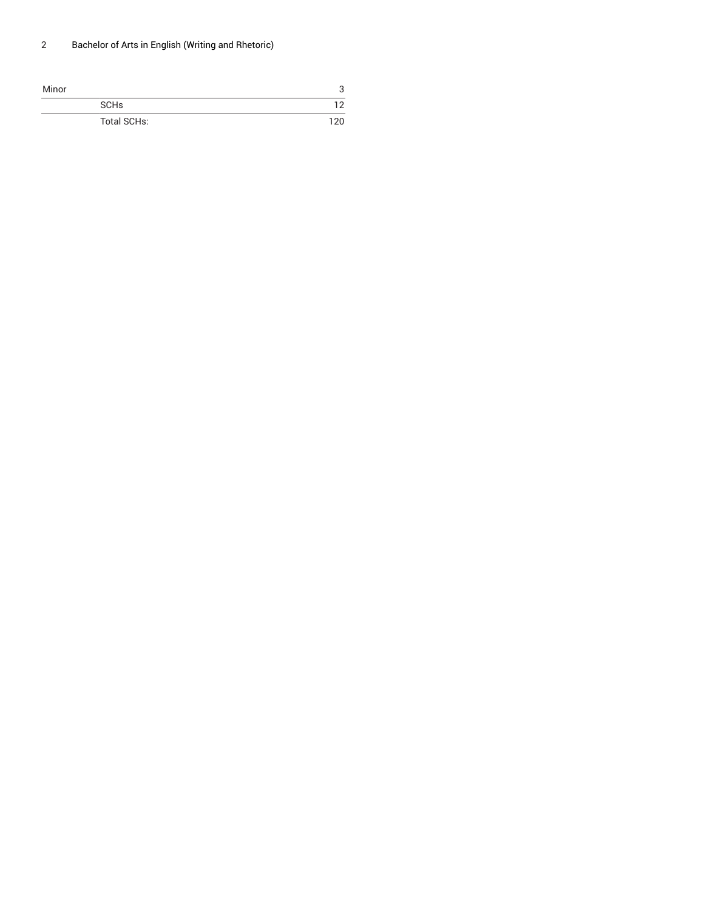| | | |
|---|---|---|
| Minor | | 3 |
| | SCHs | 12 |
| | Total SCHs: | 120 |